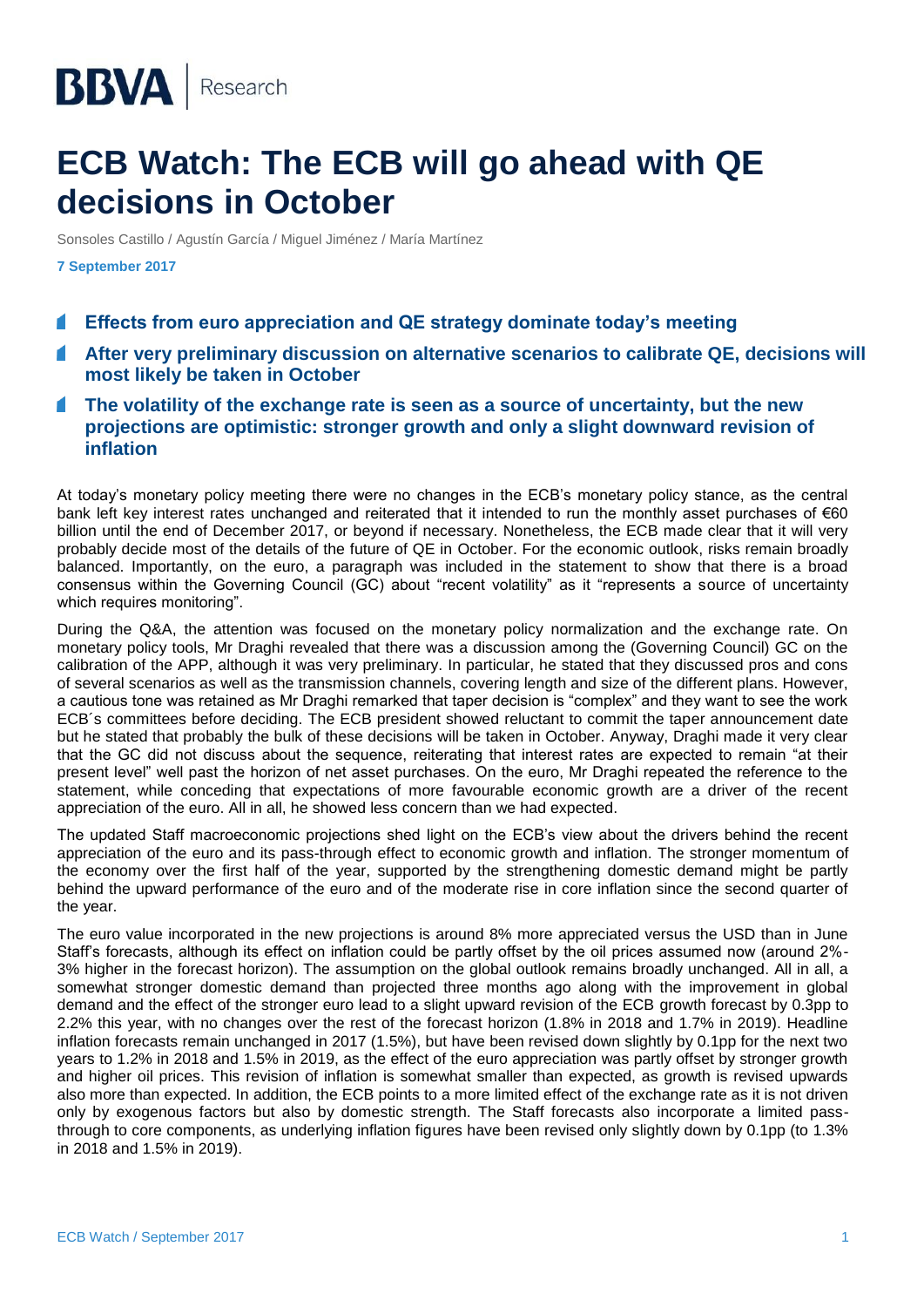# ECB Watch: The ECB will go ahead with QE decisions in October

Sonsoles Castillo / Agustín García / Miguel Jiménez / María Martínez

**7 September 2017**

- **Effects from euro appreciation and QE strategy dominate today's meeting**
- **After very preliminary discussion on alternative scenarios to calibrate QE, decisions will most likely be taken in October**
- **The volatility of the exchange rate is seen as a source of uncertainty, but the new projections are optimistic: stronger growth and only a slight downward revision of inflation**

At today's monetary policy meeting there were no changes in the ECB's monetary policy stance, as the central bank left key interest rates unchanged and reiterated that it intended to run the monthly asset purchases of €60 billion until the end of December 2017, or beyond if necessary. Nonetheless, the ECB made clear that it will very probably decide most of the details of the future of QE in October. For the economic outlook, risks remain broadly balanced. Importantly, on the euro, a paragraph was included in the statement to show that there is a broad consensus within the Governing Council (GC) about "recent volatility" as it "represents a source of uncertainty which requires monitoring".

During the Q&A, the attention was focused on the monetary policy normalization and the exchange rate. On monetary policy tools, Mr Draghi revealed that there was a discussion among the (Governing Council) GC on the calibration of the APP, although it was very preliminary. In particular, he stated that they discussed pros and cons of several scenarios as well as the transmission channels, covering length and size of the different plans. However, a cautious tone was retained as Mr Draghi remarked that taper decision is "complex" and they want to see the work ECB´s committees before deciding. The ECB president showed reluctant to commit the taper announcement date but he stated that probably the bulk of these decisions will be taken in October. Anyway, Draghi made it very clear that the GC did not discuss about the sequence, reiterating that interest rates are expected to remain "at their present level" well past the horizon of net asset purchases. On the euro, Mr Draghi repeated the reference to the statement, while conceding that expectations of more favourable economic growth are a driver of the recent appreciation of the euro. All in all, he showed less concern than we had expected.

The updated Staff macroeconomic projections shed light on the ECB's view about the drivers behind the recent appreciation of the euro and its pass-through effect to economic growth and inflation. The stronger momentum of the economy over the first half of the year, supported by the strengthening domestic demand might be partly behind the upward performance of the euro and of the moderate rise in core inflation since the second quarter of the year.

The euro value incorporated in the new projections is around 8% more appreciated versus the USD than in June Staff's forecasts, although its effect on inflation could be partly offset by the oil prices assumed now (around 2%-3% higher in the forecast horizon). The assumption on the global outlook remains broadly unchanged. All in all, a somewhat stronger domestic demand than projected three months ago along with the improvement in global demand and the effect of the stronger euro lead to a slight upward revision of the ECB growth forecast by 0.3pp to 2.2% this year, with no changes over the rest of the forecast horizon (1.8% in 2018 and 1.7% in 2019). Headline inflation forecasts remain unchanged in 2017 (1.5%), but have been revised down slightly by 0.1pp for the next two years to 1.2% in 2018 and 1.5% in 2019, as the effect of the euro appreciation was partly offset by stronger growth and higher oil prices. This revision of inflation is somewhat smaller than expected, as growth is revised upwards also more than expected. In addition, the ECB points to a more limited effect of the exchange rate as it is not driven only by exogenous factors but also by domestic strength. The Staff forecasts also incorporate a limited pass-through to core components, as underlying inflation figures have been revised only slightly down by 0.1pp (to 1.3% in 2018 and 1.5% in 2019).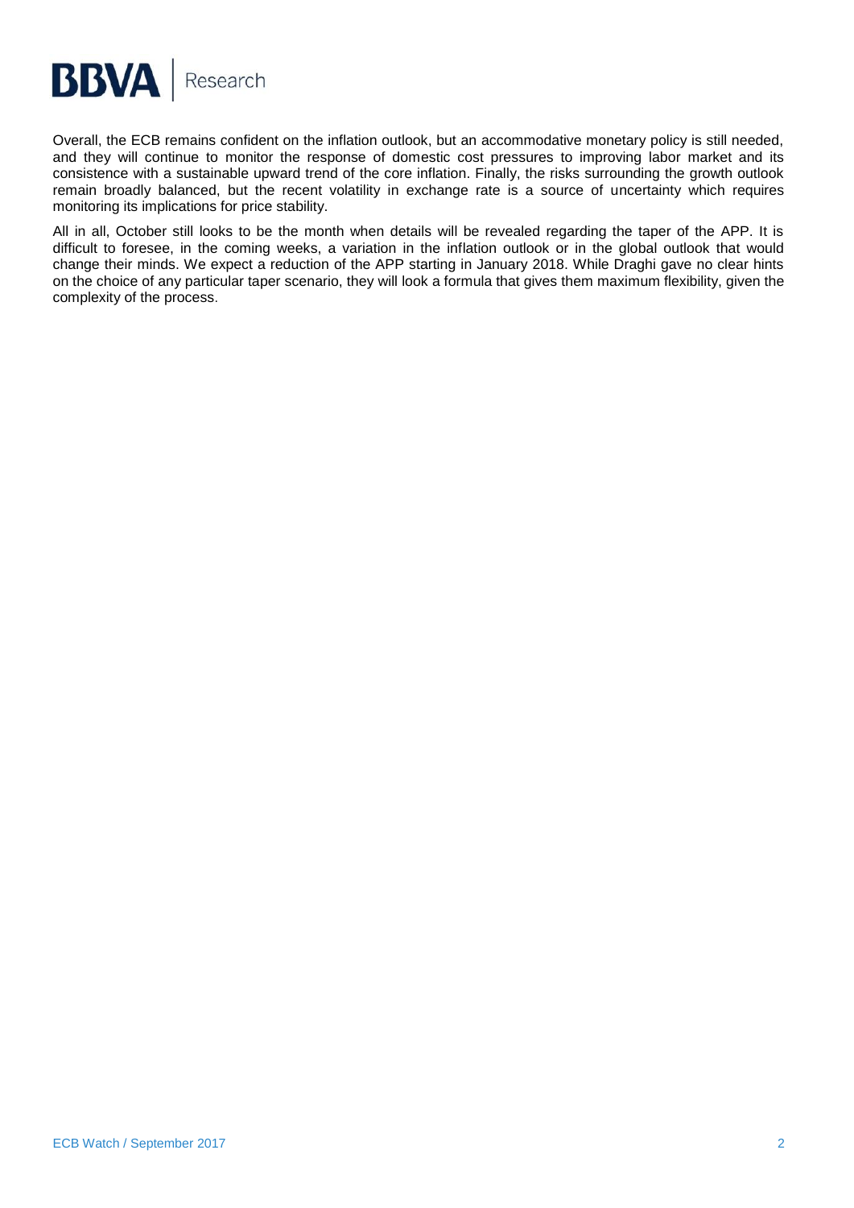Overall, the ECB remains confident on the inflation outlook, but an accommodative monetary policy is still needed, and they will continue to monitor the response of domestic cost pressures to improving labor market and its consistence with a sustainable upward trend of the core inflation. Finally, the risks surrounding the growth outlook remain broadly balanced, but the recent volatility in exchange rate is a source of uncertainty which requires monitoring its implications for price stability.

All in all, October still looks to be the month when details will be revealed regarding the taper of the APP. It is difficult to foresee, in the coming weeks, a variation in the inflation outlook or in the global outlook that would change their minds. We expect a reduction of the APP starting in January 2018. While Draghi gave no clear hints on the choice of any particular taper scenario, they will look a formula that gives them maximum flexibility, given the complexity of the process.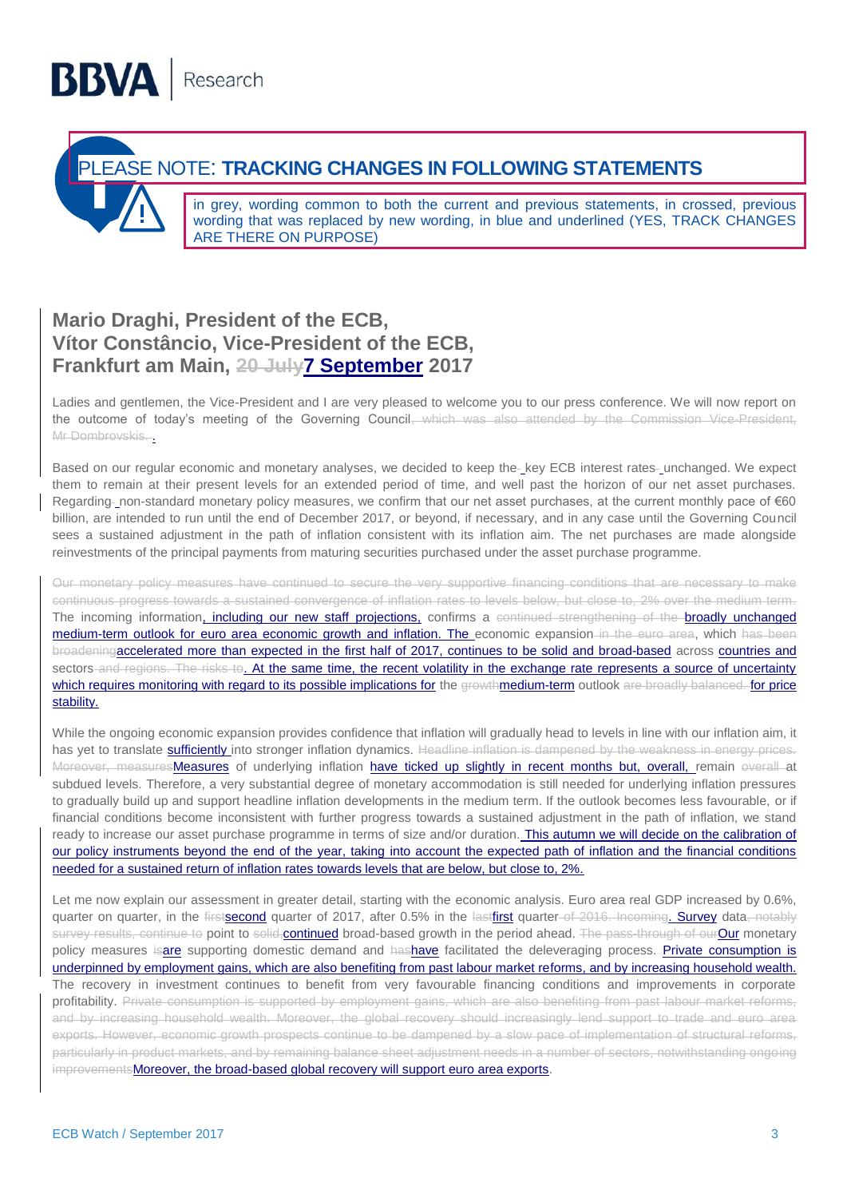PLEASE NOTE: **TRACKING CHANGES IN FOLLOWING STATEMENTS**

in grey, wording common to both the current and previous statements, in crossed, previous wording that was replaced by new wording, in blue and underlined (YES, TRACK CHANGES ARE THERE ON PURPOSE)

## Mario Draghi, President of the ECB, Vítor Constâncio, Vice-President of the ECB, Frankfurt am Main, ~~20 July~~<u>7 September</u> 2017

Ladies and gentlemen, the Vice-President and I are very pleased to welcome you to our press conference. We will now report on the outcome of today's meeting of the Governing Council~~, which was also attended by the Commission Vice-President, Mr Dombrovskis. ~~<u>.</u>

Based on our regular economic and monetary analyses, we decided to keep the~~ ~~ key ECB interest rates~~ ~~ unchanged. We expect them to remain at their present levels for an extended period of time, and well past the horizon of our net asset purchases. Regarding~~ ~~ non-standard monetary policy measures, we confirm that our net asset purchases, at the current monthly pace of €60 billion, are intended to run until the end of December 2017, or beyond, if necessary, and in any case until the Governing Council sees a sustained adjustment in the path of inflation consistent with its inflation aim. The net purchases are made alongside reinvestments of the principal payments from maturing securities purchased under the asset purchase programme.

~~Our monetary policy measures have continued to secure the very supportive financing conditions that are necessary to make continuous progress towards a sustained convergence of inflation rates to levels below, but close to, 2% over the medium term.~~ The incoming information<u>, including our new staff projections,</u> confirms a ~~continued strengthening of the~~ <u>broadly unchanged medium-term outlook for euro area economic growth and inflation. The</u> economic expansion ~~in the euro area~~, which ~~has been broadening~~<u>accelerated more than expected in the first half of 2017, continues to be solid and broad-based</u> across <u>countries and</u> sectors ~~and regions. The risks to~~<u>. At the same time, the recent volatility in the exchange rate represents a source of uncertainty which requires monitoring with regard to its possible implications for</u> the ~~growth~~<u>medium-term</u> outlook ~~are broadly balanced.~~ <u>for price stability.</u>

While the ongoing economic expansion provides confidence that inflation will gradually head to levels in line with our inflation aim, it has yet to translate <u>sufficiently</u> into stronger inflation dynamics. ~~Headline inflation is dampened by the weakness in energy prices. Moreover, measures~~<u>Measures</u> of underlying inflation <u>have ticked up slightly in recent months but, overall,</u> remain ~~overall~~ at subdued levels. Therefore, a very substantial degree of monetary accommodation is still needed for underlying inflation pressures to gradually build up and support headline inflation developments in the medium term. If the outlook becomes less favourable, or if financial conditions become inconsistent with further progress towards a sustained adjustment in the path of inflation, we stand ready to increase our asset purchase programme in terms of size and/or duration.<u> This autumn we will decide on the calibration of our policy instruments beyond the end of the year, taking into account the expected path of inflation and the financial conditions needed for a sustained return of inflation rates towards levels that are below, but close to, 2%.</u>

Let me now explain our assessment in greater detail, starting with the economic analysis. Euro area real GDP increased by 0.6%, quarter on quarter, in the ~~first~~<u>second</u> quarter of 2017, after 0.5% in the ~~last~~<u>first</u> quarter~~ of 2016. Incoming~~<u>. Survey</u> data~~, notably survey results, continue to~~ point to ~~solid~~<u>continued</u> broad-based growth in the period ahead. ~~The pass-through of our~~<u>Our</u> monetary policy measures ~~is~~<u>are</u> supporting domestic demand and ~~has~~<u>have</u> facilitated the deleveraging process. <u>Private consumption is underpinned by employment gains, which are also benefiting from past labour market reforms, and by increasing household wealth.</u> The recovery in investment continues to benefit from very favourable financing conditions and improvements in corporate profitability. ~~Private consumption is supported by employment gains, which are also benefiting from past labour market reforms, and by increasing household wealth. Moreover, the global recovery should increasingly lend support to trade and euro area exports. However, economic growth prospects continue to be dampened by a slow pace of implementation of structural reforms, particularly in product markets, and by remaining balance sheet adjustment needs in a number of sectors, notwithstanding ongoing improvements~~<u>Moreover, the broad-based global recovery will support euro area exports</u>.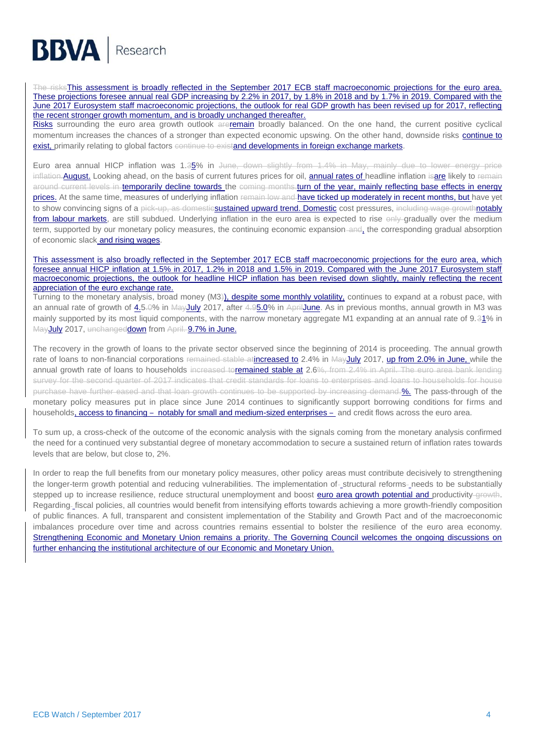~~The risks~~This assessment is broadly reflected in the September 2017 ECB staff macroeconomic projections for the euro area. These projections foresee annual real GDP increasing by 2.2% in 2017, by 1.8% in 2018 and by 1.7% in 2019. Compared with the June 2017 Eurosystem staff macroeconomic projections, the outlook for real GDP growth has been revised up for 2017, reflecting the recent stronger growth momentum, and is broadly unchanged thereafter.

Risks surrounding the euro area growth outlook ~~are~~remain broadly balanced. On the one hand, the current positive cyclical momentum increases the chances of a stronger than expected economic upswing. On the other hand, downside risks continue to exist, primarily relating to global factors ~~continue to exist~~and developments in foreign exchange markets.

Euro area annual HICP inflation was 1.~~3~~5% in ~~June, down slightly from 1.4% in May, mainly due to lower energy price inflation.~~August. Looking ahead, on the basis of current futures prices for oil, annual rates of headline inflation ~~is~~are likely to ~~remain around current levels in~~ temporarily decline towards the ~~coming months.~~turn of the year, mainly reflecting base effects in energy prices. At the same time, measures of underlying inflation ~~remain low and~~ have ticked up moderately in recent months, but have yet to show convincing signs of a ~~pick-up, as domestic~~sustained upward trend. Domestic cost pressures, ~~including wage growth~~notably from labour markets, are still subdued. Underlying inflation in the euro area is expected to rise ~~only~~ gradually over the medium term, supported by our monetary policy measures, the continuing economic expansion~~ and~~, the corresponding gradual absorption of economic slack and rising wages.

This assessment is also broadly reflected in the September 2017 ECB staff macroeconomic projections for the euro area, which foresee annual HICP inflation at 1.5% in 2017, 1.2% in 2018 and 1.5% in 2019. Compared with the June 2017 Eurosystem staff macroeconomic projections, the outlook for headline HICP inflation has been revised down slightly, mainly reflecting the recent appreciation of the euro exchange rate.

Turning to the monetary analysis, broad money (M3~~)~~), despite some monthly volatility, continues to expand at a robust pace, with an annual rate of growth of 4.5~~.0~~% in ~~May~~July 2017, after ~~4.9~~5.0% in ~~April~~June. As in previous months, annual growth in M3 was mainly supported by its most liquid components, with the narrow monetary aggregate M1 expanding at an annual rate of 9.~~3~~1% in ~~May~~July 2017, ~~unchanged~~down from ~~April.~~ 9.7% in June.

The recovery in the growth of loans to the private sector observed since the beginning of 2014 is proceeding. The annual growth rate of loans to non-financial corporations ~~remained stable at~~increased to 2.4% in ~~May~~July 2017, up from 2.0% in June, while the annual growth rate of loans to households ~~increased to~~remained stable at 2.6~~%, from 2.4% in April. The euro area bank lending survey for the second quarter of 2017 indicates that credit standards for loans to enterprises and loans to households for house purchase have further eased and that loan growth continues to be supported by increasing demand.~~%. The pass-through of the monetary policy measures put in place since June 2014 continues to significantly support borrowing conditions for firms and households, access to financing – notably for small and medium-sized enterprises – and credit flows across the euro area.

To sum up, a cross-check of the outcome of the economic analysis with the signals coming from the monetary analysis confirmed the need for a continued very substantial degree of monetary accommodation to secure a sustained return of inflation rates towards levels that are below, but close to, 2%.

In order to reap the full benefits from our monetary policy measures, other policy areas must contribute decisively to strengthening the longer-term growth potential and reducing vulnerabilities. The implementation of structural reforms needs to be substantially stepped up to increase resilience, reduce structural unemployment and boost euro area growth potential and productivity ~~growth~~. Regarding fiscal policies, all countries would benefit from intensifying efforts towards achieving a more growth-friendly composition of public finances. A full, transparent and consistent implementation of the Stability and Growth Pact and of the macroeconomic imbalances procedure over time and across countries remains essential to bolster the resilience of the euro area economy. Strengthening Economic and Monetary Union remains a priority. The Governing Council welcomes the ongoing discussions on further enhancing the institutional architecture of our Economic and Monetary Union.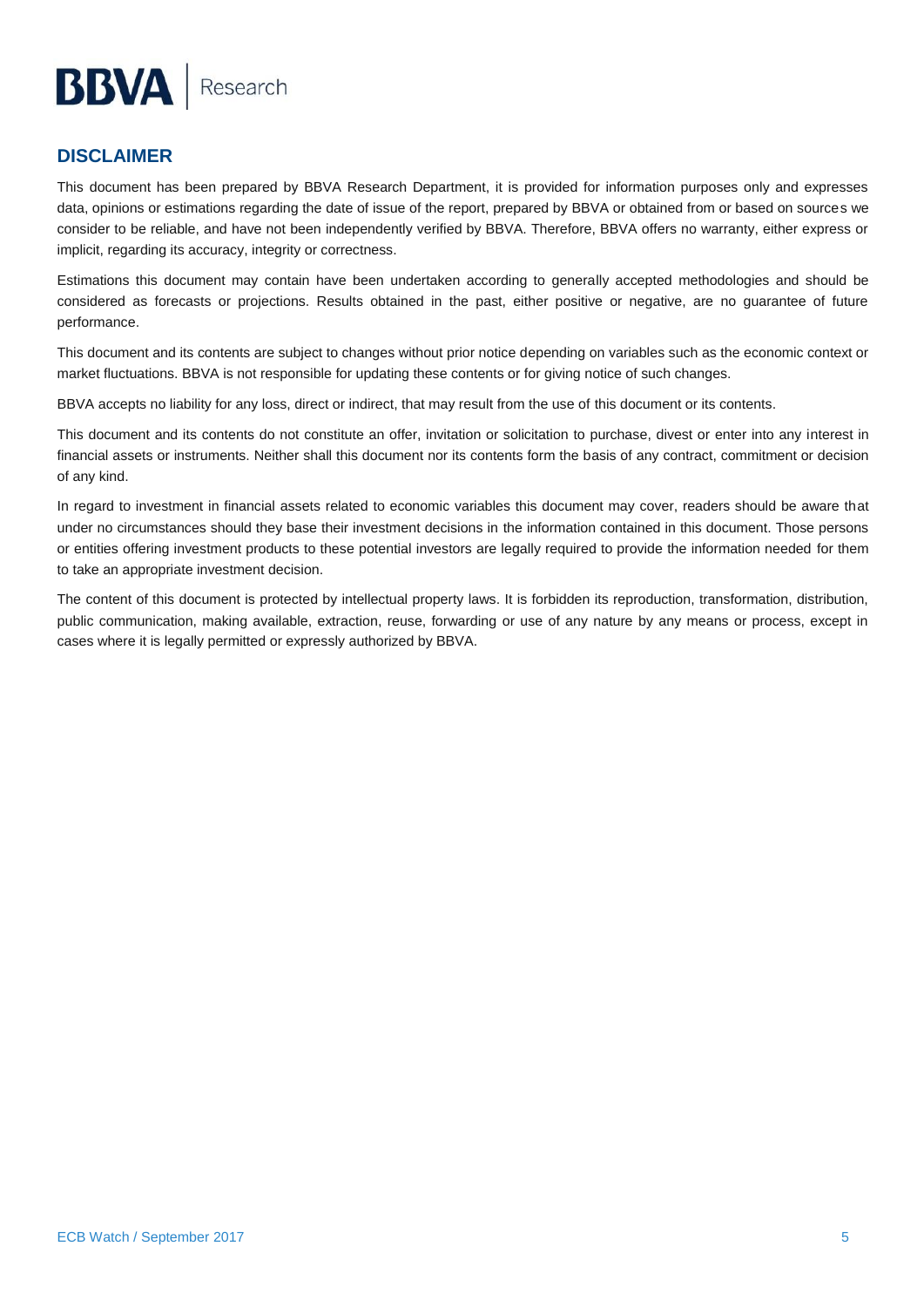## DISCLAIMER

This document has been prepared by BBVA Research Department, it is provided for information purposes only and expresses data, opinions or estimations regarding the date of issue of the report, prepared by BBVA or obtained from or based on sources we consider to be reliable, and have not been independently verified by BBVA. Therefore, BBVA offers no warranty, either express or implicit, regarding its accuracy, integrity or correctness.

Estimations this document may contain have been undertaken according to generally accepted methodologies and should be considered as forecasts or projections. Results obtained in the past, either positive or negative, are no guarantee of future performance.

This document and its contents are subject to changes without prior notice depending on variables such as the economic context or market fluctuations. BBVA is not responsible for updating these contents or for giving notice of such changes.

BBVA accepts no liability for any loss, direct or indirect, that may result from the use of this document or its contents.

This document and its contents do not constitute an offer, invitation or solicitation to purchase, divest or enter into any interest in financial assets or instruments. Neither shall this document nor its contents form the basis of any contract, commitment or decision of any kind.

In regard to investment in financial assets related to economic variables this document may cover, readers should be aware that under no circumstances should they base their investment decisions in the information contained in this document. Those persons or entities offering investment products to these potential investors are legally required to provide the information needed for them to take an appropriate investment decision.

The content of this document is protected by intellectual property laws. It is forbidden its reproduction, transformation, distribution, public communication, making available, extraction, reuse, forwarding or use of any nature by any means or process, except in cases where it is legally permitted or expressly authorized by BBVA.